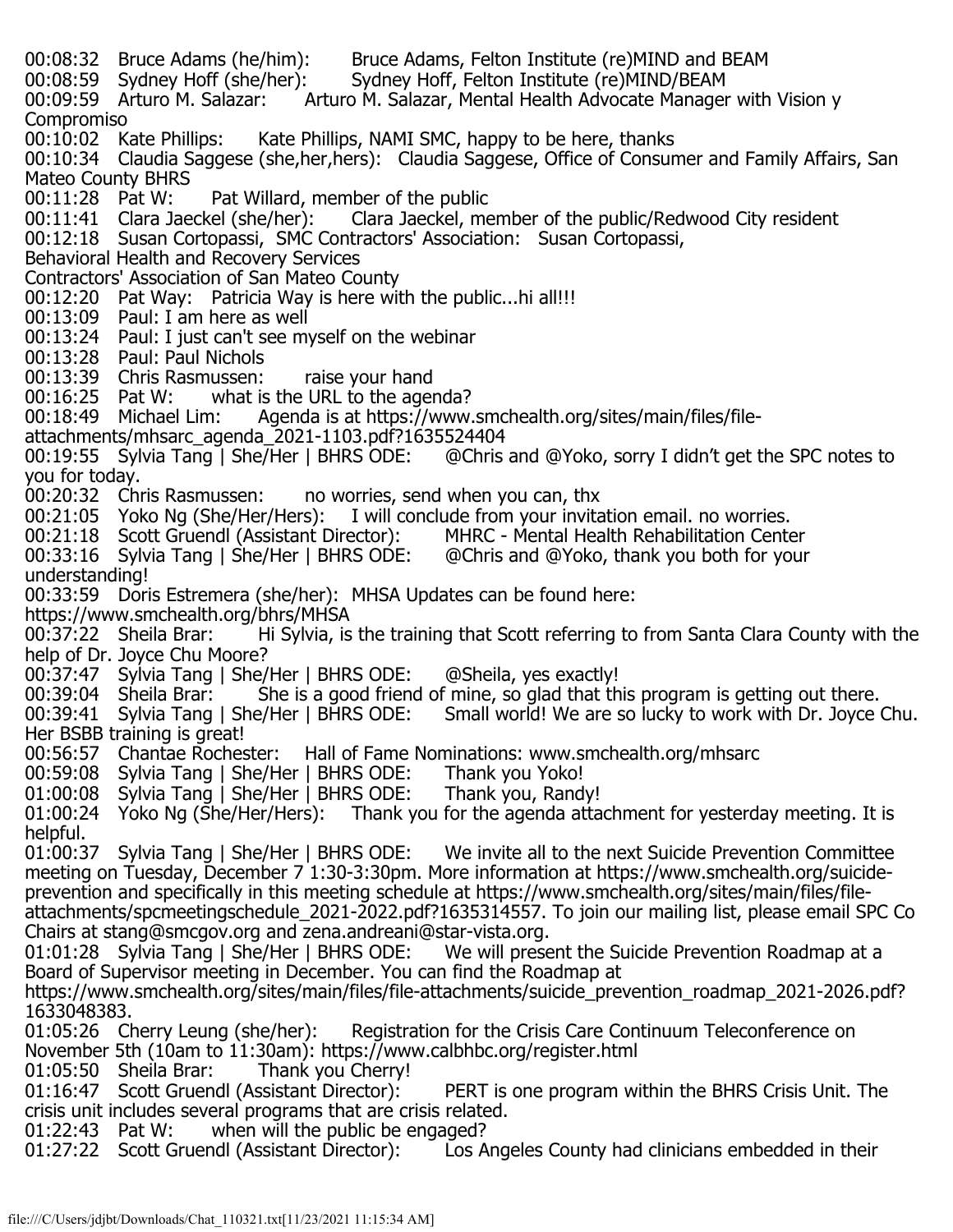00:08:32 Bruce Adams (he/him): Bruce Adams, Felton Institute (re)MIND and BEAM
00:08:59 Sydney Hoff (she/her): Sydney Hoff, Felton Institute (re)MIND/BEAM
00:09:59 Arturo M. Salazar: Arturo M. Salazar, Mental Health Advocate Manager with Vision y Compromiso
00:10:02 Kate Phillips: Kate Phillips, NAMI SMC, happy to be here, thanks
00:10:34 Claudia Saggese (she,her,hers): Claudia Saggese, Office of Consumer and Family Affairs, San Mateo County BHRS
00:11:28 Pat W: Pat Willard, member of the public
00:11:41 Clara Jaeckel (she/her): Clara Jaeckel, member of the public/Redwood City resident
00:12:18 Susan Cortopassi, SMC Contractors' Association: Susan Cortopassi,
Behavioral Health and Recovery Services
Contractors' Association of San Mateo County
00:12:20 Pat Way: Patricia Way is here with the public...hi all!!!
00:13:09 Paul: I am here as well
00:13:24 Paul: I just can't see myself on the webinar
00:13:28 Paul: Paul Nichols
00:13:39 Chris Rasmussen: raise your hand
00:16:25 Pat W: what is the URL to the agenda?
00:18:49 Michael Lim: Agenda is at https://www.smchealth.org/sites/main/files/file-attachments/mhsarc_agenda_2021-1103.pdf?1635524404
00:19:55 Sylvia Tang | She/Her | BHRS ODE: @Chris and @Yoko, sorry I didn't get the SPC notes to you for today.
00:20:32 Chris Rasmussen: no worries, send when you can, thx
00:21:05 Yoko Ng (She/Her/Hers): I will conclude from your invitation email. no worries.
00:21:18 Scott Gruendl (Assistant Director): MHRC - Mental Health Rehabilitation Center
00:33:16 Sylvia Tang | She/Her | BHRS ODE: @Chris and @Yoko, thank you both for your understanding!
00:33:59 Doris Estremera (she/her): MHSA Updates can be found here: https://www.smchealth.org/bhrs/MHSA
00:37:22 Sheila Brar: Hi Sylvia, is the training that Scott referring to from Santa Clara County with the help of Dr. Joyce Chu Moore?
00:37:47 Sylvia Tang | She/Her | BHRS ODE: @Sheila, yes exactly!
00:39:04 Sheila Brar: She is a good friend of mine, so glad that this program is getting out there.
00:39:41 Sylvia Tang | She/Her | BHRS ODE: Small world! We are so lucky to work with Dr. Joyce Chu. Her BSBB training is great!
00:56:57 Chantae Rochester: Hall of Fame Nominations: www.smchealth.org/mhsarc
00:59:08 Sylvia Tang | She/Her | BHRS ODE: Thank you Yoko!
01:00:08 Sylvia Tang | She/Her | BHRS ODE: Thank you, Randy!
01:00:24 Yoko Ng (She/Her/Hers): Thank you for the agenda attachment for yesterday meeting. It is helpful.
01:00:37 Sylvia Tang | She/Her | BHRS ODE: We invite all to the next Suicide Prevention Committee meeting on Tuesday, December 7 1:30-3:30pm. More information at https://www.smchealth.org/suicide-prevention and specifically in this meeting schedule at https://www.smchealth.org/sites/main/files/file-attachments/spcmeetingschedule_2021-2022.pdf?1635314557. To join our mailing list, please email SPC Co Chairs at stang@smcgov.org and zena.andreani@star-vista.org.
01:01:28 Sylvia Tang | She/Her | BHRS ODE: We will present the Suicide Prevention Roadmap at a Board of Supervisor meeting in December. You can find the Roadmap at https://www.smchealth.org/sites/main/files/file-attachments/suicide_prevention_roadmap_2021-2026.pdf?1633048383.
01:05:26 Cherry Leung (she/her): Registration for the Crisis Care Continuum Teleconference on November 5th (10am to 11:30am): https://www.calbhbc.org/register.html
01:05:50 Sheila Brar: Thank you Cherry!
01:16:47 Scott Gruendl (Assistant Director): PERT is one program within the BHRS Crisis Unit. The crisis unit includes several programs that are crisis related.
01:22:43 Pat W: when will the public be engaged?
01:27:22 Scott Gruendl (Assistant Director): Los Angeles County had clinicians embedded in their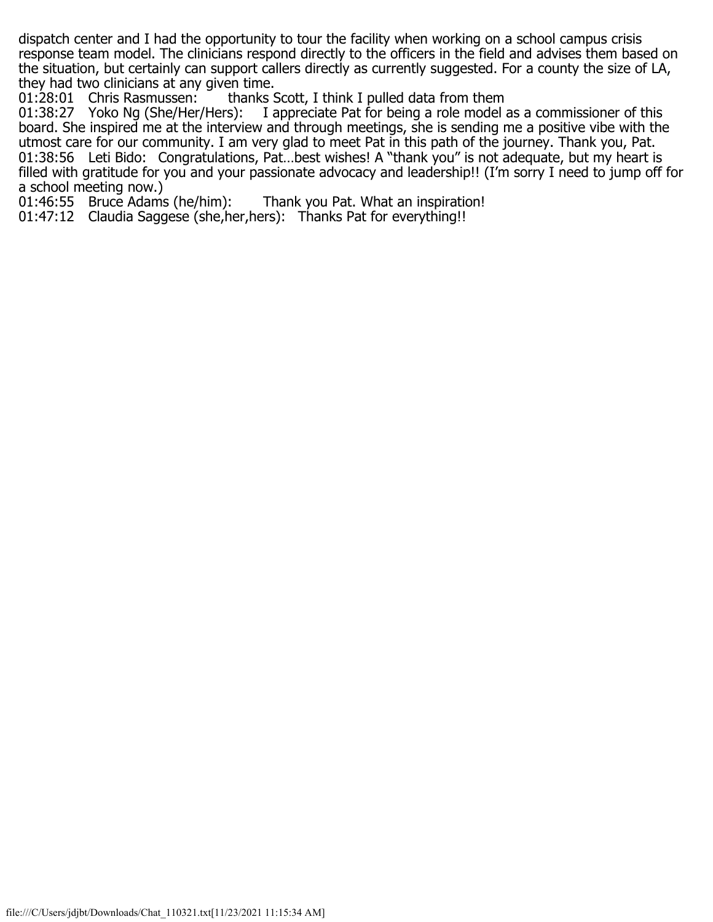dispatch center and I had the opportunity to tour the facility when working on a school campus crisis response team model. The clinicians respond directly to the officers in the field and advises them based on the situation, but certainly can support callers directly as currently suggested. For a county the size of LA, they had two clinicians at any given time.

01:28:01 Chris Rasmussen: thanks Scott, I think I pulled data from them

01:38:27 Yoko Ng (She/Her/Hers): I appreciate Pat for being a role model as a commissioner of this board. She inspired me at the interview and through meetings, she is sending me a positive vibe with the utmost care for our community. I am very glad to meet Pat in this path of the journey. Thank you, Pat.

01:38:56 Leti Bido: Congratulations, Pat…best wishes! A "thank you" is not adequate, but my heart is filled with gratitude for you and your passionate advocacy and leadership!! (I'm sorry I need to jump off for a school meeting now.)

01:46:55 Bruce Adams (he/him): Thank you Pat. What an inspiration!

01:47:12 Claudia Saggese (she,her,hers): Thanks Pat for everything!!